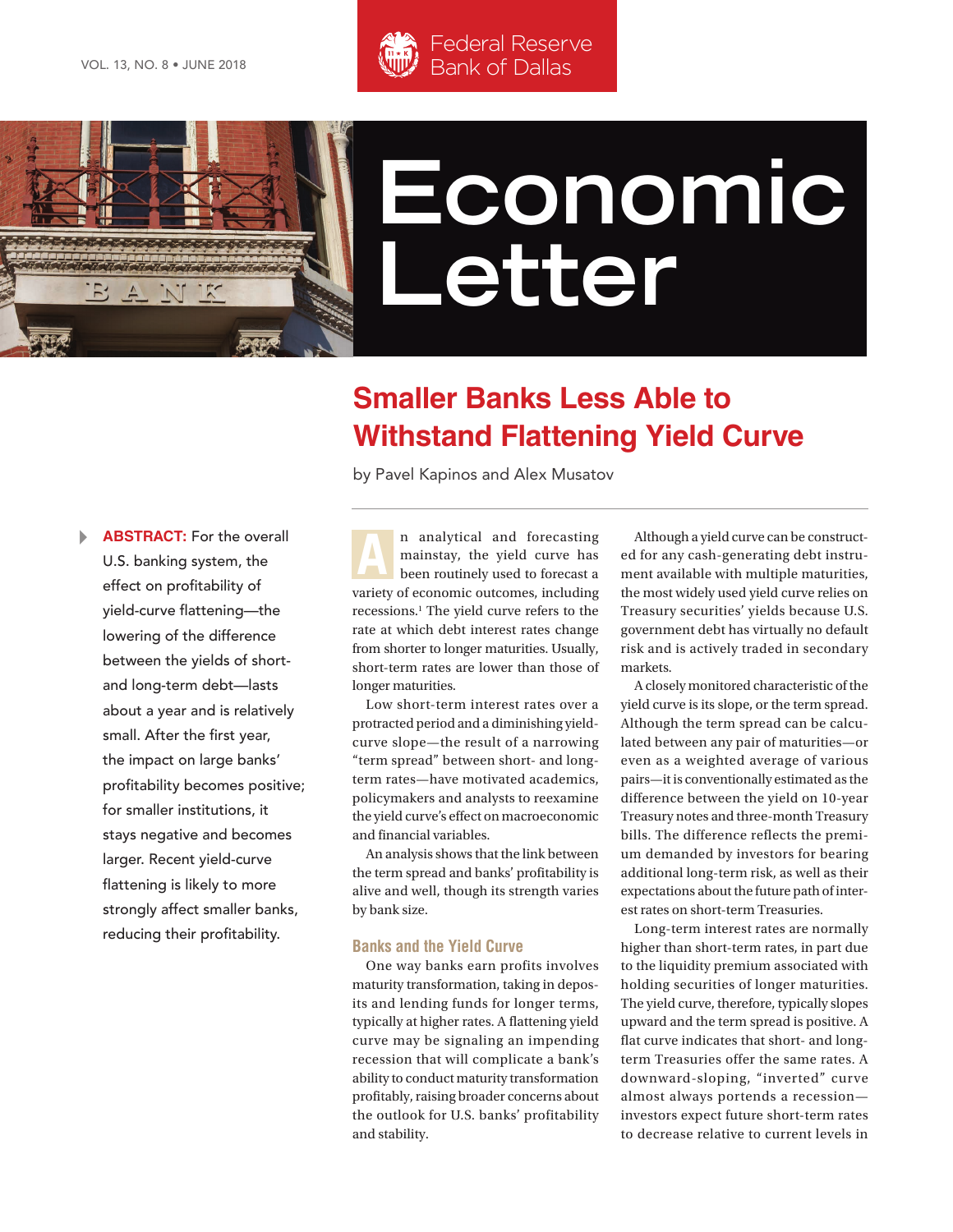# Economic Letter

## Smaller Banks Less Able to Withstand Flattening Yield Curve

by Pavel Kapinos and Alex Musatov

**ABSTRACT:** For the overall U.S. banking system, the effect on profitability of yield-curve flattening—the lowering of the difference between the yields of short- and long-term debt—lasts about a year and is relatively small. After the first year, the impact on large banks' profitability becomes positive; for smaller institutions, it stays negative and becomes larger. Recent yield-curve flattening is likely to more strongly affect smaller banks, reducing their profitability.

An analytical and forecasting mainstay, the yield curve has been routinely used to forecast a variety of economic outcomes, including recessions.[1] The yield curve refers to the rate at which debt interest rates change from shorter to longer maturities. Usually, short-term rates are lower than those of longer maturities.

Low short-term interest rates over a protracted period and a diminishing yield-curve slope—the result of a narrowing "term spread" between short- and long-term rates—have motivated academics, policymakers and analysts to reexamine the yield curve's effect on macroeconomic and financial variables.

An analysis shows that the link between the term spread and banks' profitability is alive and well, though its strength varies by bank size.

### Banks and the Yield Curve

One way banks earn profits involves maturity transformation, taking in deposits and lending funds for longer terms, typically at higher rates. A flattening yield curve may be signaling an impending recession that will complicate a bank's ability to conduct maturity transformation profitably, raising broader concerns about the outlook for U.S. banks' profitability and stability.

Although a yield curve can be constructed for any cash-generating debt instrument available with multiple maturities, the most widely used yield curve relies on Treasury securities' yields because U.S. government debt has virtually no default risk and is actively traded in secondary markets.

A closely monitored characteristic of the yield curve is its slope, or the term spread. Although the term spread can be calculated between any pair of maturities—or even as a weighted average of various pairs—it is conventionally estimated as the difference between the yield on 10-year Treasury notes and three-month Treasury bills. The difference reflects the premium demanded by investors for bearing additional long-term risk, as well as their expectations about the future path of interest rates on short-term Treasuries.

Long-term interest rates are normally higher than short-term rates, in part due to the liquidity premium associated with holding securities of longer maturities. The yield curve, therefore, typically slopes upward and the term spread is positive. A flat curve indicates that short- and long-term Treasuries offer the same rates. A downward-sloping, "inverted" curve almost always portends a recession—investors expect future short-term rates to decrease relative to current levels in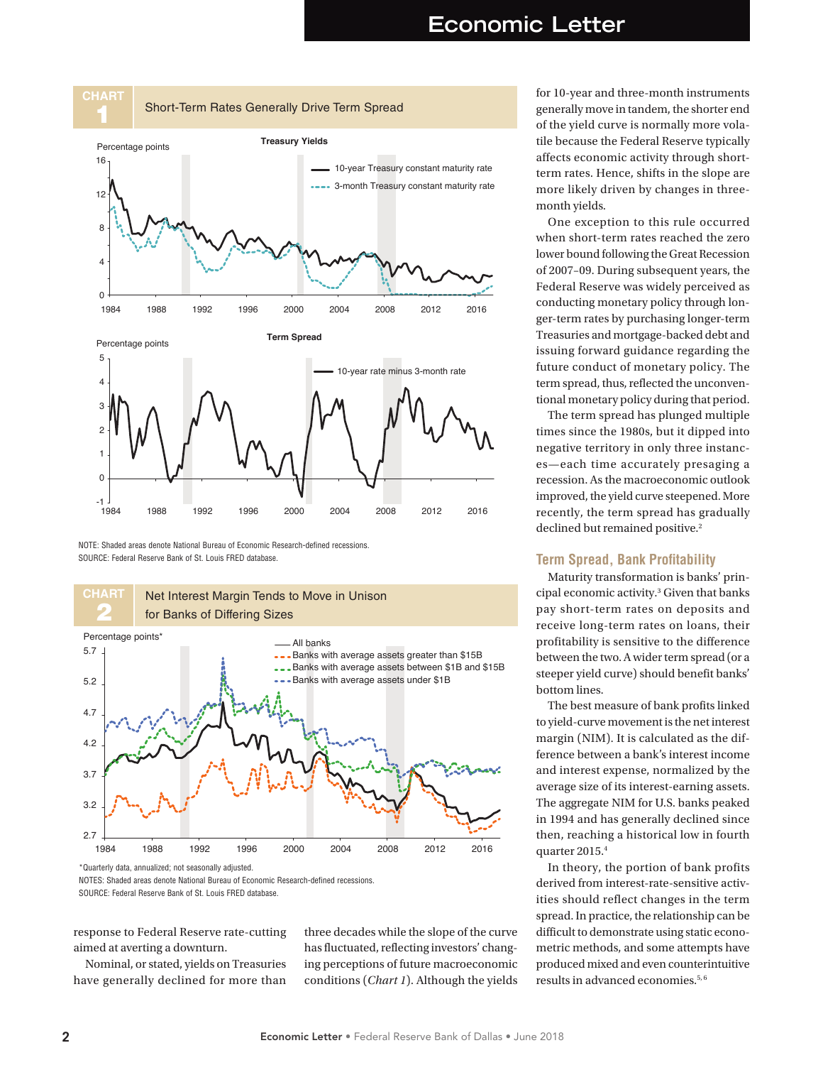**CHART 1** Short-Term Rates Generally Drive Term Spread

NOTE: Shaded areas denote National Bureau of Economic Research-defined recessions.
SOURCE: Federal Reserve Bank of St. Louis FRED database.

**CHART 2** Net Interest Margin Tends to Move in Unison for Banks of Differing Sizes

*Quarterly data, annualized; not seasonally adjusted.
NOTES: Shaded areas denote National Bureau of Economic Research-defined recessions.
SOURCE: Federal Reserve Bank of St. Louis FRED database.

response to Federal Reserve rate-cutting aimed at averting a downturn.

Nominal, or stated, yields on Treasuries have generally declined for more than three decades while the slope of the curve has fluctuated, reflecting investors' changing perceptions of future macroeconomic conditions (*Chart 1*). Although the yields for 10-year and three-month instruments generally move in tandem, the shorter end of the yield curve is normally more volatile because the Federal Reserve typically affects economic activity through short-term rates. Hence, shifts in the slope are more likely driven by changes in three-month yields.

One exception to this rule occurred when short-term rates reached the zero lower bound following the Great Recession of 2007–09. During subsequent years, the Federal Reserve was widely perceived as conducting monetary policy through longer-term rates by purchasing longer-term Treasuries and mortgage-backed debt and issuing forward guidance regarding the future conduct of monetary policy. The term spread, thus, reflected the unconventional monetary policy during that period.

The term spread has plunged multiple times since the 1980s, but it dipped into negative territory in only three instances—each time accurately presaging a recession. As the macroeconomic outlook improved, the yield curve steepened. More recently, the term spread has gradually declined but remained positive.[2]

## Term Spread, Bank Profitability

Maturity transformation is banks' principal economic activity.[3] Given that banks pay short-term rates on deposits and receive long-term rates on loans, their profitability is sensitive to the difference between the two. A wider term spread (or a steeper yield curve) should benefit banks' bottom lines.

The best measure of bank profits linked to yield-curve movement is the net interest margin (NIM). It is calculated as the difference between a bank's interest income and interest expense, normalized by the average size of its interest-earning assets. The aggregate NIM for U.S. banks peaked in 1994 and has generally declined since then, reaching a historical low in fourth quarter 2015.[4]

In theory, the portion of bank profits derived from interest-rate-sensitive activities should reflect changes in the term spread. In practice, the relationship can be difficult to demonstrate using static econometric methods, and some attempts have produced mixed and even counterintuitive results in advanced economies.[5,6]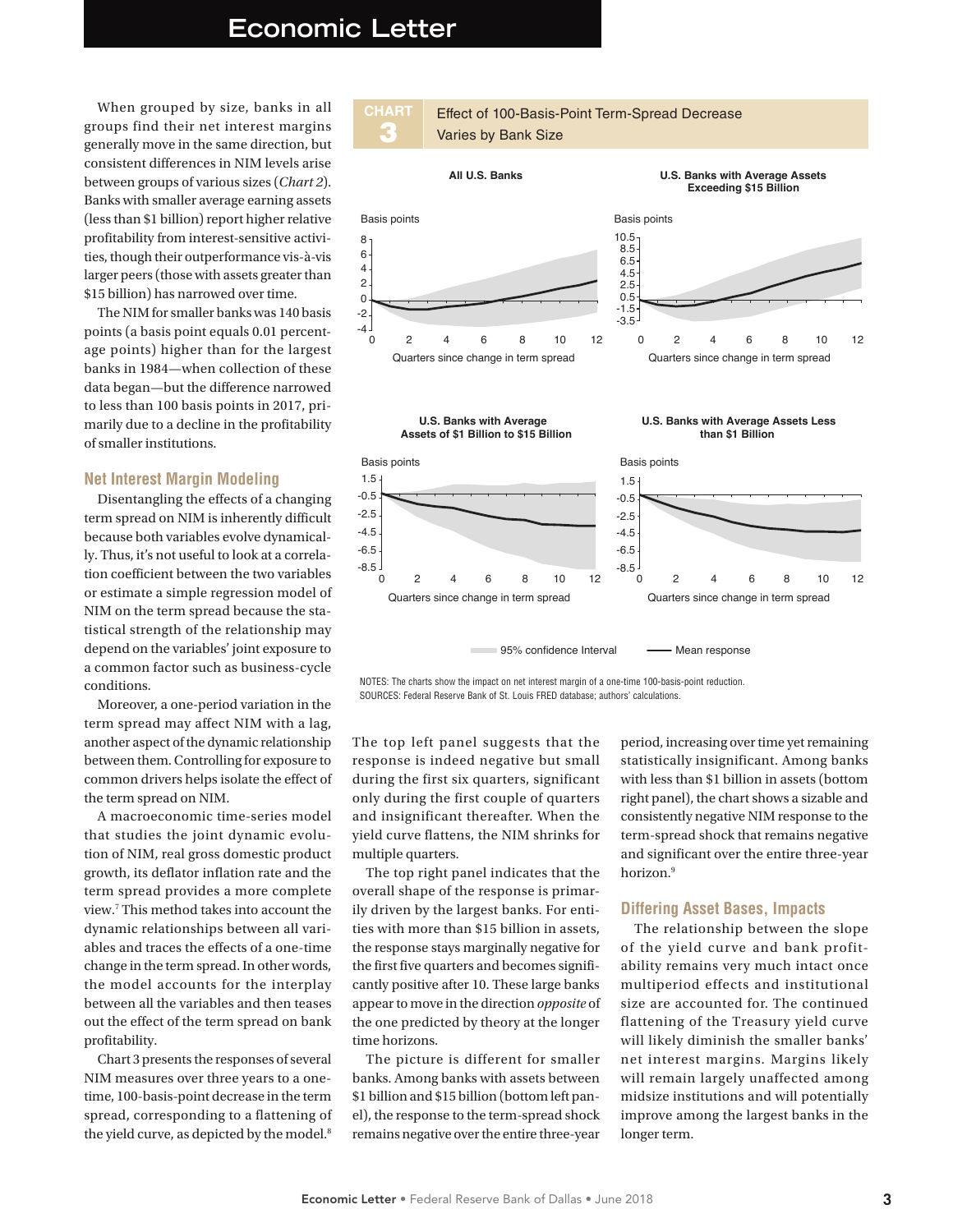When grouped by size, banks in all groups find their net interest margins generally move in the same direction, but consistent differences in NIM levels arise between groups of various sizes (*Chart 2*). Banks with smaller average earning assets (less than $1 billion) report higher relative profitability from interest-sensitive activities, though their outperformance vis-à-vis larger peers (those with assets greater than $15 billion) has narrowed over time.

The NIM for smaller banks was 140 basis points (a basis point equals 0.01 percentage points) higher than for the largest banks in 1984—when collection of these data began—but the difference narrowed to less than 100 basis points in 2017, primarily due to a decline in the profitability of smaller institutions.

## Net Interest Margin Modeling

Disentangling the effects of a changing term spread on NIM is inherently difficult because both variables evolve dynamically. Thus, it's not useful to look at a correlation coefficient between the two variables or estimate a simple regression model of NIM on the term spread because the statistical strength of the relationship may depend on the variables' joint exposure to a common factor such as business-cycle conditions.

Moreover, a one-period variation in the term spread may affect NIM with a lag, another aspect of the dynamic relationship between them. Controlling for exposure to common drivers helps isolate the effect of the term spread on NIM.

A macroeconomic time-series model that studies the joint dynamic evolution of NIM, real gross domestic product growth, its deflator inflation rate and the term spread provides a more complete view.[7] This method takes into account the dynamic relationships between all variables and traces the effects of a one-time change in the term spread. In other words, the model accounts for the interplay between all the variables and then teases out the effect of the term spread on bank profitability.

Chart 3 presents the responses of several NIM measures over three years to a one-time, 100-basis-point decrease in the term spread, corresponding to a flattening of the yield curve, as depicted by the model.[8]

**CHART 3** Effect of 100-Basis-Point Term-Spread Decrease Varies by Bank Size

NOTES: The charts show the impact on net interest margin of a one-time 100-basis-point reduction.
SOURCES: Federal Reserve Bank of St. Louis FRED database; authors' calculations.

The top left panel suggests that the response is indeed negative but small during the first six quarters, significant only during the first couple of quarters and insignificant thereafter. When the yield curve flattens, the NIM shrinks for multiple quarters.

The top right panel indicates that the overall shape of the response is primarily driven by the largest banks. For entities with more than $15 billion in assets, the response stays marginally negative for the first five quarters and becomes significantly positive after 10. These large banks appear to move in the direction *opposite* of the one predicted by theory at the longer time horizons.

The picture is different for smaller banks. Among banks with assets between $1 billion and $15 billion (bottom left panel), the response to the term-spread shock remains negative over the entire three-year period, increasing over time yet remaining statistically insignificant. Among banks with less than $1 billion in assets (bottom right panel), the chart shows a sizable and consistently negative NIM response to the term-spread shock that remains negative and significant over the entire three-year horizon.[9]

## Differing Asset Bases, Impacts

The relationship between the slope of the yield curve and bank profitability remains very much intact once multiperiod effects and institutional size are accounted for. The continued flattening of the Treasury yield curve will likely diminish the smaller banks' net interest margins. Margins likely will remain largely unaffected among midsize institutions and will potentially improve among the largest banks in the longer term.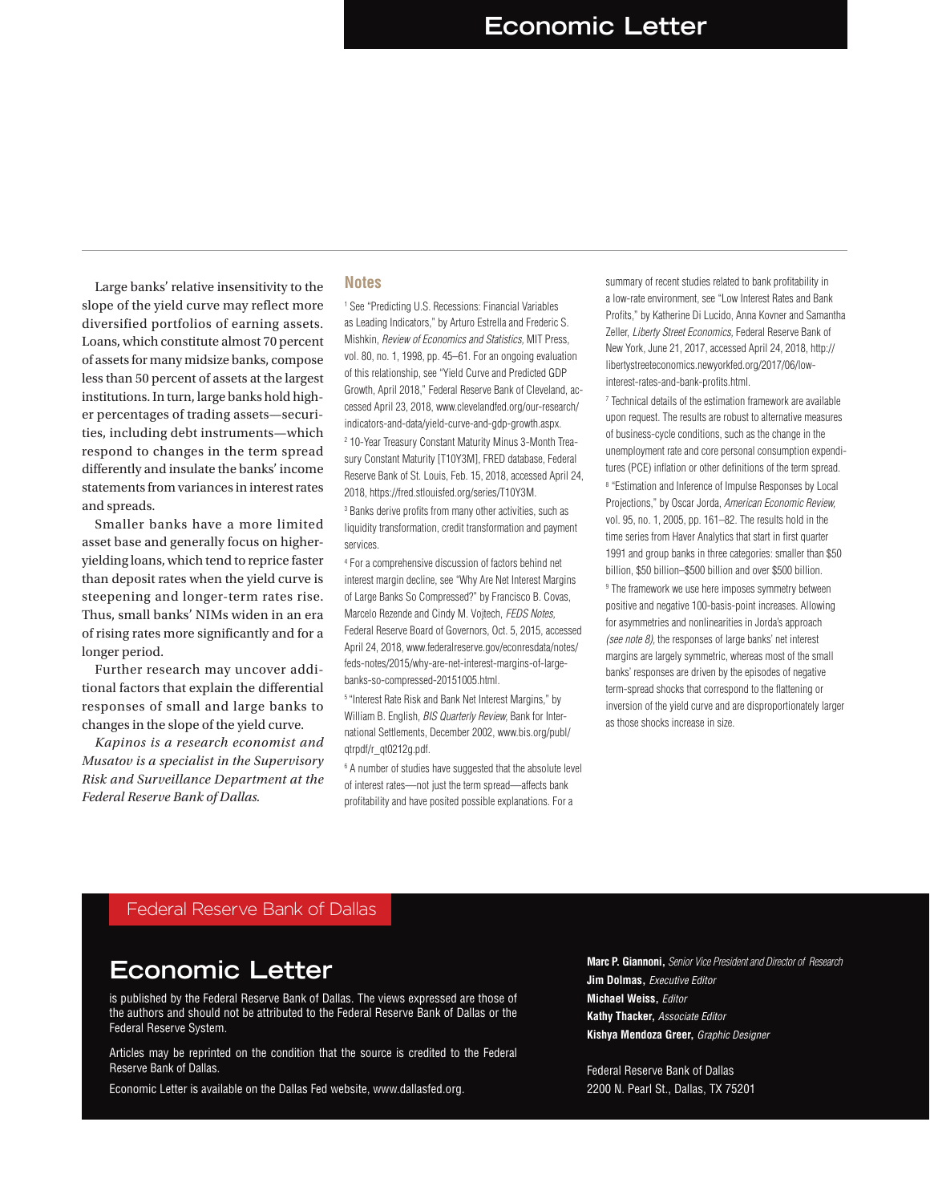Large banks' relative insensitivity to the slope of the yield curve may reflect more diversified portfolios of earning assets. Loans, which constitute almost 70 percent of assets for many midsize banks, compose less than 50 percent of assets at the largest institutions. In turn, large banks hold higher percentages of trading assets—securities, including debt instruments—which respond to changes in the term spread differently and insulate the banks' income statements from variances in interest rates and spreads.

Smaller banks have a more limited asset base and generally focus on higher-yielding loans, which tend to reprice faster than deposit rates when the yield curve is steepening and longer-term rates rise. Thus, small banks' NIMs widen in an era of rising rates more significantly and for a longer period.

Further research may uncover additional factors that explain the differential responses of small and large banks to changes in the slope of the yield curve.

*Kapinos is a research economist and Musatov is a specialist in the Supervisory Risk and Surveillance Department at the Federal Reserve Bank of Dallas.*

## Notes

[1] See "Predicting U.S. Recessions: Financial Variables as Leading Indicators," by Arturo Estrella and Frederic S. Mishkin, *Review of Economics and Statistics,* MIT Press, vol. 80, no. 1, 1998, pp. 45–61. For an ongoing evaluation of this relationship, see "Yield Curve and Predicted GDP Growth, April 2018," Federal Reserve Bank of Cleveland, accessed April 23, 2018, www.clevelandfed.org/our-research/indicators-and-data/yield-curve-and-gdp-growth.aspx.

[2] 10-Year Treasury Constant Maturity Minus 3-Month Treasury Constant Maturity [T10Y3M], FRED database, Federal Reserve Bank of St. Louis, Feb. 15, 2018, accessed April 24, 2018, https://fred.stlouisfed.org/series/T10Y3M.

[3] Banks derive profits from many other activities, such as liquidity transformation, credit transformation and payment services.

[4] For a comprehensive discussion of factors behind net interest margin decline, see "Why Are Net Interest Margins of Large Banks So Compressed?" by Francisco B. Covas, Marcelo Rezende and Cindy M. Vojtech, *FEDS Notes,* Federal Reserve Board of Governors, Oct. 5, 2015, accessed April 24, 2018, www.federalreserve.gov/econresdata/notes/feds-notes/2015/why-are-net-interest-margins-of-large-banks-so-compressed-20151005.html.

[5] "Interest Rate Risk and Bank Net Interest Margins," by William B. English, *BIS Quarterly Review,* Bank for International Settlements, December 2002, www.bis.org/publ/qtrpdf/r_qt0212g.pdf.

[6] A number of studies have suggested that the absolute level of interest rates—not just the term spread—affects bank profitability and have posited possible explanations. For a summary of recent studies related to bank profitability in a low-rate environment, see "Low Interest Rates and Bank Profits," by Katherine Di Lucido, Anna Kovner and Samantha Zeller, *Liberty Street Economics,* Federal Reserve Bank of New York, June 21, 2017, accessed April 24, 2018, http://libertystreeteconomics.newyorkfed.org/2017/06/low-interest-rates-and-bank-profits.html.

[7] Technical details of the estimation framework are available upon request. The results are robust to alternative measures of business-cycle conditions, such as the change in the unemployment rate and core personal consumption expenditures (PCE) inflation or other definitions of the term spread.

[8] "Estimation and Inference of Impulse Responses by Local Projections," by Oscar Jorda, *American Economic Review,* vol. 95, no. 1, 2005, pp. 161–82. The results hold in the time series from Haver Analytics that start in first quarter 1991 and group banks in three categories: smaller than $50 billion, $50 billion–$500 billion and over $500 billion.

[9] The framework we use here imposes symmetry between positive and negative 100-basis-point increases. Allowing for asymmetries and nonlinearities in Jorda's approach *(see note 8),* the responses of large banks' net interest margins are largely symmetric, whereas most of the small banks' responses are driven by the episodes of negative term-spread shocks that correspond to the flattening or inversion of the yield curve and are disproportionately larger as those shocks increase in size.

Federal Reserve Bank of Dallas

## Economic Letter

is published by the Federal Reserve Bank of Dallas. The views expressed are those of the authors and should not be attributed to the Federal Reserve Bank of Dallas or the Federal Reserve System.

Articles may be reprinted on the condition that the source is credited to the Federal Reserve Bank of Dallas.

Economic Letter is available on the Dallas Fed website, www.dallasfed.org.

**Marc P. Giannoni,** *Senior Vice President and Director of Research*
**Jim Dolmas,** *Executive Editor*
**Michael Weiss,** *Editor*
**Kathy Thacker,** *Associate Editor*
**Kishya Mendoza Greer,** *Graphic Designer*

Federal Reserve Bank of Dallas
2200 N. Pearl St., Dallas, TX 75201